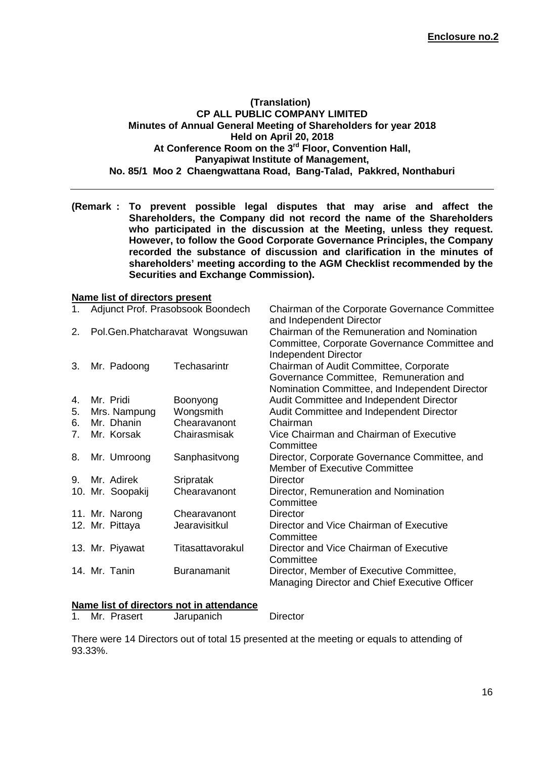**Enclosure no.2**

**(Translation)**
**CP ALL PUBLIC COMPANY LIMITED**
**Minutes of Annual General Meeting of Shareholders for year 2018**
**Held on April 20, 2018**
**At Conference Room on the 3rd Floor, Convention Hall,**
**Panyapiwat Institute of Management,**
**No. 85/1 Moo 2 Chaengwattana Road, Bang-Talad, Pakkred, Nonthaburi**

---

**(Remark : To prevent possible legal disputes that may arise and affect the Shareholders, the Company did not record the name of the Shareholders who participated in the discussion at the Meeting, unless they request. However, to follow the Good Corporate Governance Principles, the Company recorded the substance of discussion and clarification in the minutes of shareholders' meeting according to the AGM Checklist recommended by the Securities and Exchange Commission).**

**Name list of directors present**

| No. | Name | Surname | Position |
|---|---|---|---|
| 1. | Adjunct Prof. Prasobsook Boondech | | Chairman of the Corporate Governance Committee and Independent Director |
| 2. | Pol.Gen.Phatcharavat Wongsuwan | | Chairman of the Remuneration and Nomination Committee, Corporate Governance Committee and Independent Director |
| 3. | Mr. Padoong | Techasarintr | Chairman of Audit Committee, Corporate Governance Committee, Remuneration and Nomination Committee, and Independent Director |
| 4. | Mr. Pridi | Boonyong | Audit Committee and Independent Director |
| 5. | Mrs. Nampung | Wongsmith | Audit Committee and Independent Director |
| 6. | Mr. Dhanin | Chearavanont | Chairman |
| 7. | Mr. Korsak | Chairasmisak | Vice Chairman and Chairman of Executive Committee |
| 8. | Mr. Umroong | Sanphasitvong | Director, Corporate Governance Committee, and Member of Executive Committee |
| 9. | Mr. Adirek | Sripratak | Director |
| 10. | Mr. Soopakij | Chearavanont | Director, Remuneration and Nomination Committee |
| 11. | Mr. Narong | Chearavanont | Director |
| 12. | Mr. Pittaya | Jearavisitkul | Director and Vice Chairman of Executive Committee |
| 13. | Mr. Piyawat | Titasattavorakul | Director and Vice Chairman of Executive Committee |
| 14. | Mr. Tanin | Buranamanit | Director, Member of Executive Committee, Managing Director and Chief Executive Officer |

**Name list of directors not in attendance**

| No. | Name | Surname | Position |
|---|---|---|---|
| 1. | Mr. Prasert | Jarupanich | Director |

There were 14 Directors out of total 15 presented at the meeting or equals to attending of 93.33%.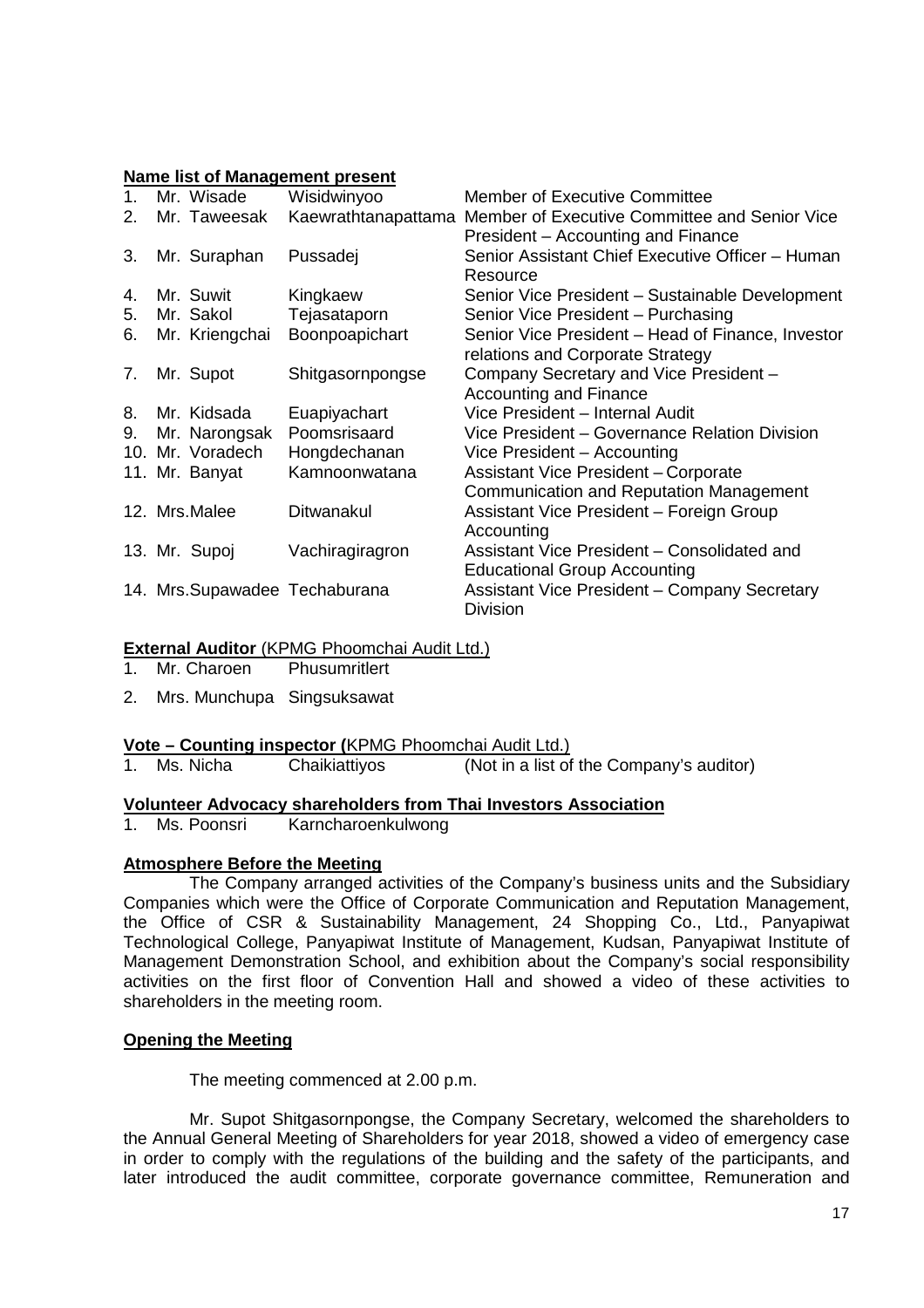**Name list of Management present**

| No. | Name | Surname | Position |
|---|---|---|---|
| 1. | Mr. Wisade | Wisidwinyoo | Member of Executive Committee |
| 2. | Mr. Taweesak | Kaewrathtanapattama | Member of Executive Committee and Senior Vice President – Accounting and Finance |
| 3. | Mr. Suraphan | Pussadej | Senior Assistant Chief Executive Officer – Human Resource |
| 4. | Mr. Suwit | Kingkaew | Senior Vice President – Sustainable Development |
| 5. | Mr. Sakol | Tejasataporn | Senior Vice President – Purchasing |
| 6. | Mr. Kriengchai | Boonpoapichart | Senior Vice President – Head of Finance, Investor relations and Corporate Strategy |
| 7. | Mr. Supot | Shitgasornpongse | Company Secretary and Vice President – Accounting and Finance |
| 8. | Mr. Kidsada | Euapiyachart | Vice President – Internal Audit |
| 9. | Mr. Narongsak | Poomsrisaard | Vice President – Governance Relation Division |
| 10. | Mr. Voradech | Hongdechanan | Vice President – Accounting |
| 11. | Mr. Banyat | Kamnoonwatana | Assistant Vice President – Corporate Communication and Reputation Management |
| 12. | Mrs.Malee | Ditwanakul | Assistant Vice President – Foreign Group Accounting |
| 13. | Mr. Supoj | Vachiragiragron | Assistant Vice President – Consolidated and Educational Group Accounting |
| 14. | Mrs.Supawadee | Techaburana | Assistant Vice President – Company Secretary Division |

**External Auditor** (KPMG Phoomchai Audit Ltd.)

1. Mr. Charoen Phusumritlert
2. Mrs. Munchupa Singsuksawat

**Vote – Counting inspector (**KPMG Phoomchai Audit Ltd.)

1. Ms. Nicha Chaikiattiyos (Not in a list of the Company's auditor)

**Volunteer Advocacy shareholders from Thai Investors Association**

1. Ms. Poonsri Karncharoenkulwong

**Atmosphere Before the Meeting**

The Company arranged activities of the Company's business units and the Subsidiary Companies which were the Office of Corporate Communication and Reputation Management, the Office of CSR & Sustainability Management, 24 Shopping Co., Ltd., Panyapiwat Technological College, Panyapiwat Institute of Management, Kudsan, Panyapiwat Institute of Management Demonstration School, and exhibition about the Company's social responsibility activities on the first floor of Convention Hall and showed a video of these activities to shareholders in the meeting room.

**Opening the Meeting**

The meeting commenced at 2.00 p.m.

Mr. Supot Shitgasornpongse, the Company Secretary, welcomed the shareholders to the Annual General Meeting of Shareholders for year 2018, showed a video of emergency case in order to comply with the regulations of the building and the safety of the participants, and later introduced the audit committee, corporate governance committee, Remuneration and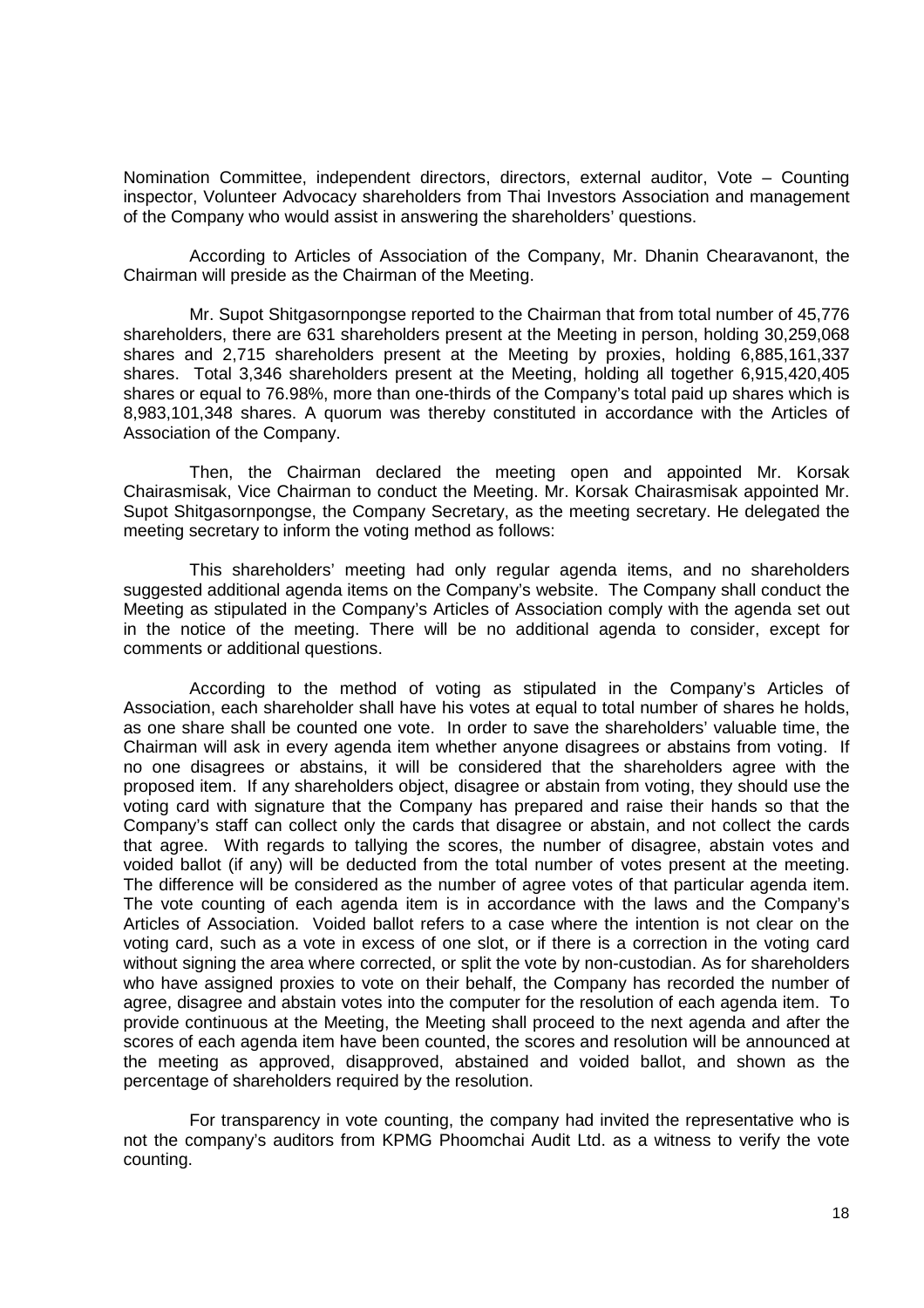Nomination Committee, independent directors, directors, external auditor, Vote – Counting inspector, Volunteer Advocacy shareholders from Thai Investors Association and management of the Company who would assist in answering the shareholders' questions.

According to Articles of Association of the Company, Mr. Dhanin Chearavanont, the Chairman will preside as the Chairman of the Meeting.

Mr. Supot Shitgasornpongse reported to the Chairman that from total number of 45,776 shareholders, there are 631 shareholders present at the Meeting in person, holding 30,259,068 shares and 2,715 shareholders present at the Meeting by proxies, holding 6,885,161,337 shares. Total 3,346 shareholders present at the Meeting, holding all together 6,915,420,405 shares or equal to 76.98%, more than one-thirds of the Company's total paid up shares which is 8,983,101,348 shares. A quorum was thereby constituted in accordance with the Articles of Association of the Company.

Then, the Chairman declared the meeting open and appointed Mr. Korsak Chairasmisak, Vice Chairman to conduct the Meeting. Mr. Korsak Chairasmisak appointed Mr. Supot Shitgasornpongse, the Company Secretary, as the meeting secretary. He delegated the meeting secretary to inform the voting method as follows:

This shareholders' meeting had only regular agenda items, and no shareholders suggested additional agenda items on the Company's website. The Company shall conduct the Meeting as stipulated in the Company's Articles of Association comply with the agenda set out in the notice of the meeting. There will be no additional agenda to consider, except for comments or additional questions.

According to the method of voting as stipulated in the Company's Articles of Association, each shareholder shall have his votes at equal to total number of shares he holds, as one share shall be counted one vote. In order to save the shareholders' valuable time, the Chairman will ask in every agenda item whether anyone disagrees or abstains from voting. If no one disagrees or abstains, it will be considered that the shareholders agree with the proposed item. If any shareholders object, disagree or abstain from voting, they should use the voting card with signature that the Company has prepared and raise their hands so that the Company's staff can collect only the cards that disagree or abstain, and not collect the cards that agree. With regards to tallying the scores, the number of disagree, abstain votes and voided ballot (if any) will be deducted from the total number of votes present at the meeting. The difference will be considered as the number of agree votes of that particular agenda item. The vote counting of each agenda item is in accordance with the laws and the Company's Articles of Association. Voided ballot refers to a case where the intention is not clear on the voting card, such as a vote in excess of one slot, or if there is a correction in the voting card without signing the area where corrected, or split the vote by non-custodian. As for shareholders who have assigned proxies to vote on their behalf, the Company has recorded the number of agree, disagree and abstain votes into the computer for the resolution of each agenda item. To provide continuous at the Meeting, the Meeting shall proceed to the next agenda and after the scores of each agenda item have been counted, the scores and resolution will be announced at the meeting as approved, disapproved, abstained and voided ballot, and shown as the percentage of shareholders required by the resolution.

For transparency in vote counting, the company had invited the representative who is not the company's auditors from KPMG Phoomchai Audit Ltd. as a witness to verify the vote counting.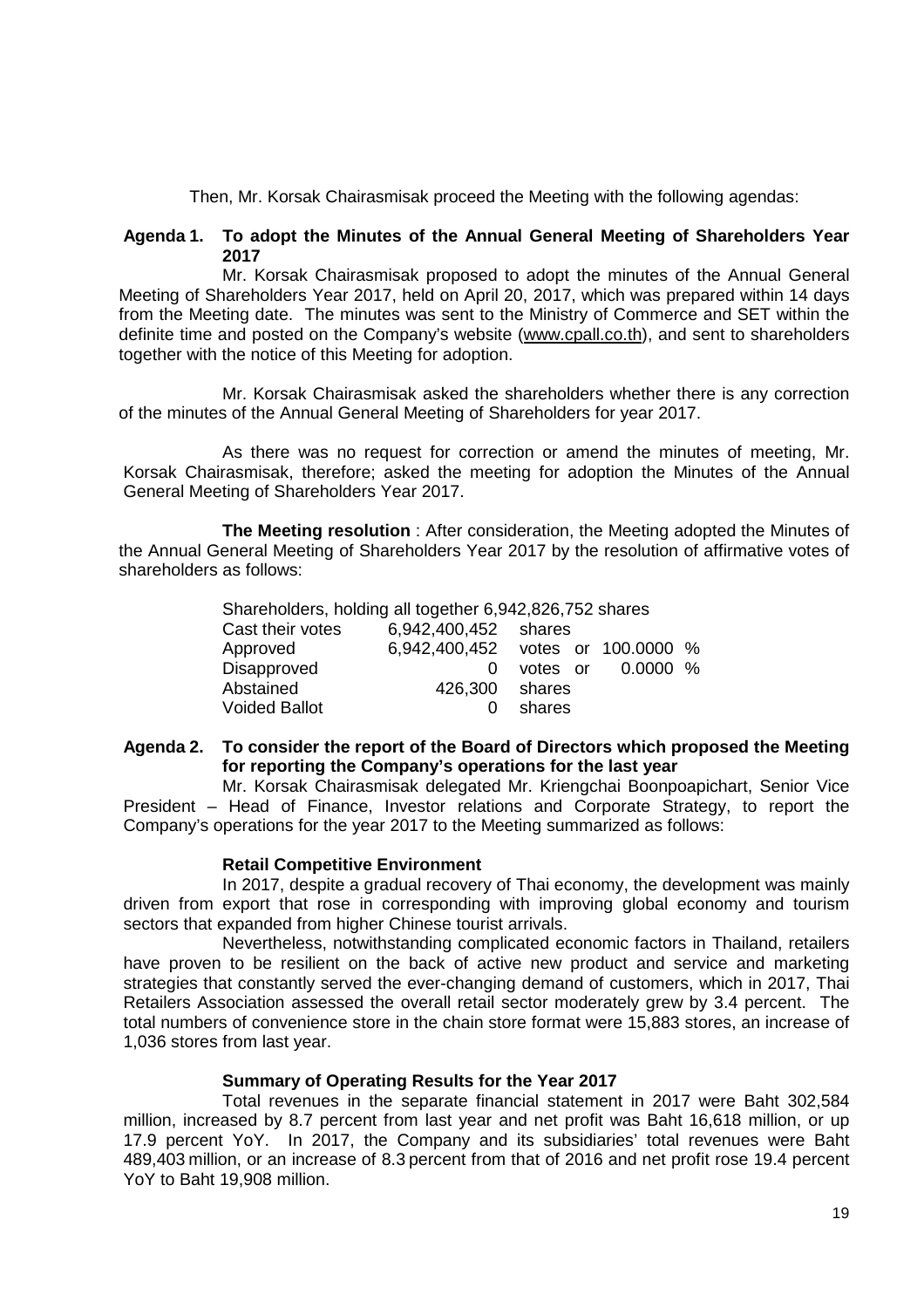Then, Mr. Korsak Chairasmisak proceed the Meeting with the following agendas:

**Agenda 1. To adopt the Minutes of the Annual General Meeting of Shareholders Year 2017**

Mr. Korsak Chairasmisak proposed to adopt the minutes of the Annual General Meeting of Shareholders Year 2017, held on April 20, 2017, which was prepared within 14 days from the Meeting date. The minutes was sent to the Ministry of Commerce and SET within the definite time and posted on the Company's website (www.cpall.co.th), and sent to shareholders together with the notice of this Meeting for adoption.

Mr. Korsak Chairasmisak asked the shareholders whether there is any correction of the minutes of the Annual General Meeting of Shareholders for year 2017.

As there was no request for correction or amend the minutes of meeting, Mr. Korsak Chairasmisak, therefore; asked the meeting for adoption the Minutes of the Annual General Meeting of Shareholders Year 2017.

**The Meeting resolution** : After consideration, the Meeting adopted the Minutes of the Annual General Meeting of Shareholders Year 2017 by the resolution of affirmative votes of shareholders as follows:

Shareholders, holding all together 6,942,826,752 shares

| | | | |
|---|---|---|---|
| Cast their votes | 6,942,400,452 | shares | |
| Approved | 6,942,400,452 | votes or | 100.0000 % |
| Disapproved | 0 | votes or | 0.0000 % |
| Abstained | 426,300 | shares | |
| Voided Ballot | 0 | shares | |

**Agenda 2. To consider the report of the Board of Directors which proposed the Meeting for reporting the Company's operations for the last year**

Mr. Korsak Chairasmisak delegated Mr. Kriengchai Boonpoapichart, Senior Vice President – Head of Finance, Investor relations and Corporate Strategy, to report the Company's operations for the year 2017 to the Meeting summarized as follows:

**Retail Competitive Environment**

In 2017, despite a gradual recovery of Thai economy, the development was mainly driven from export that rose in corresponding with improving global economy and tourism sectors that expanded from higher Chinese tourist arrivals.

Nevertheless, notwithstanding complicated economic factors in Thailand, retailers have proven to be resilient on the back of active new product and service and marketing strategies that constantly served the ever-changing demand of customers, which in 2017, Thai Retailers Association assessed the overall retail sector moderately grew by 3.4 percent. The total numbers of convenience store in the chain store format were 15,883 stores, an increase of 1,036 stores from last year.

**Summary of Operating Results for the Year 2017**

Total revenues in the separate financial statement in 2017 were Baht 302,584 million, increased by 8.7 percent from last year and net profit was Baht 16,618 million, or up 17.9 percent YoY. In 2017, the Company and its subsidiaries' total revenues were Baht 489,403 million, or an increase of 8.3 percent from that of 2016 and net profit rose 19.4 percent YoY to Baht 19,908 million.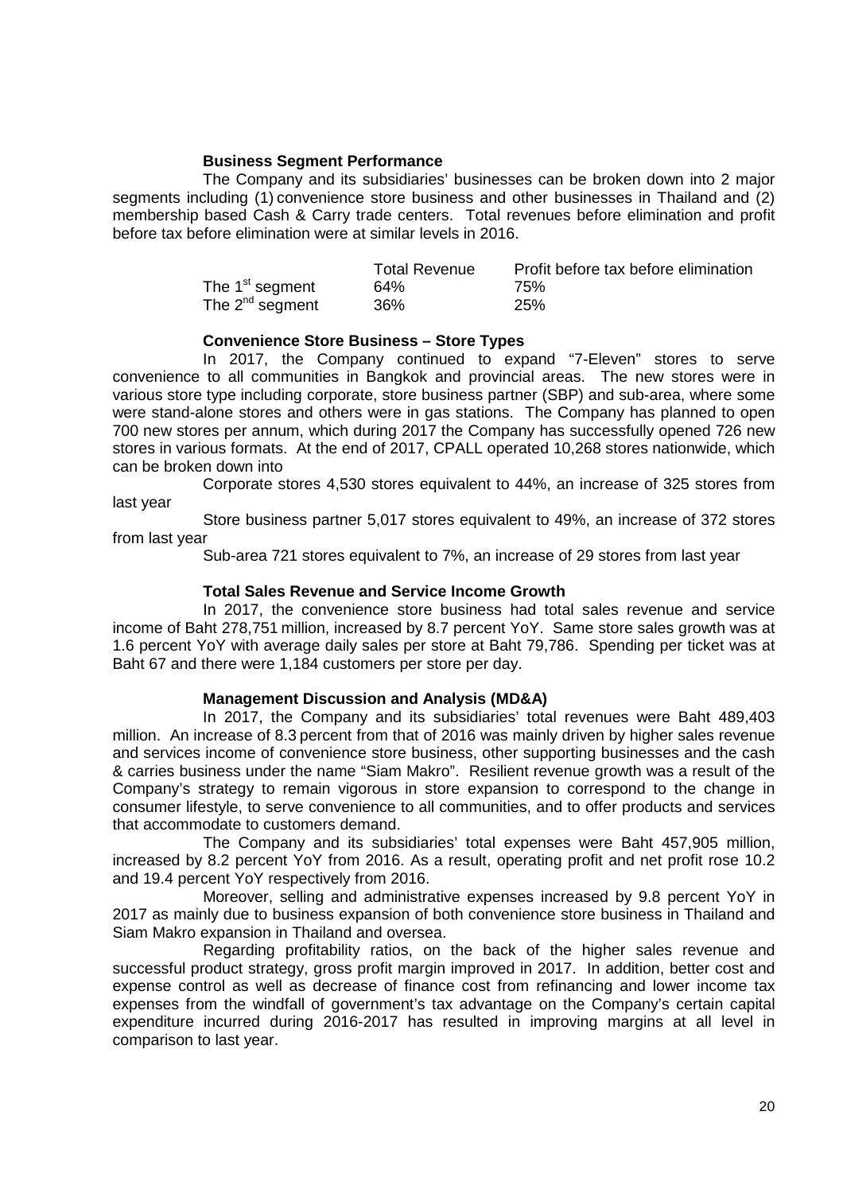### Business Segment Performance

The Company and its subsidiaries' businesses can be broken down into 2 major segments including (1) convenience store business and other businesses in Thailand and (2) membership based Cash & Carry trade centers. Total revenues before elimination and profit before tax before elimination were at similar levels in 2016.

| | Total Revenue | Profit before tax before elimination |
|---|---|---|
| The 1st segment | 64% | 75% |
| The 2nd segment | 36% | 25% |

### Convenience Store Business – Store Types

In 2017, the Company continued to expand "7-Eleven" stores to serve convenience to all communities in Bangkok and provincial areas. The new stores were in various store type including corporate, store business partner (SBP) and sub-area, where some were stand-alone stores and others were in gas stations. The Company has planned to open 700 new stores per annum, which during 2017 the Company has successfully opened 726 new stores in various formats. At the end of 2017, CPALL operated 10,268 stores nationwide, which can be broken down into

Corporate stores 4,530 stores equivalent to 44%, an increase of 325 stores from last year

Store business partner 5,017 stores equivalent to 49%, an increase of 372 stores from last year

Sub-area 721 stores equivalent to 7%, an increase of 29 stores from last year

### Total Sales Revenue and Service Income Growth

In 2017, the convenience store business had total sales revenue and service income of Baht 278,751 million, increased by 8.7 percent YoY. Same store sales growth was at 1.6 percent YoY with average daily sales per store at Baht 79,786. Spending per ticket was at Baht 67 and there were 1,184 customers per store per day.

### Management Discussion and Analysis (MD&A)

In 2017, the Company and its subsidiaries' total revenues were Baht 489,403 million. An increase of 8.3 percent from that of 2016 was mainly driven by higher sales revenue and services income of convenience store business, other supporting businesses and the cash & carries business under the name "Siam Makro". Resilient revenue growth was a result of the Company's strategy to remain vigorous in store expansion to correspond to the change in consumer lifestyle, to serve convenience to all communities, and to offer products and services that accommodate to customers demand.

The Company and its subsidiaries' total expenses were Baht 457,905 million, increased by 8.2 percent YoY from 2016. As a result, operating profit and net profit rose 10.2 and 19.4 percent YoY respectively from 2016.

Moreover, selling and administrative expenses increased by 9.8 percent YoY in 2017 as mainly due to business expansion of both convenience store business in Thailand and Siam Makro expansion in Thailand and oversea.

Regarding profitability ratios, on the back of the higher sales revenue and successful product strategy, gross profit margin improved in 2017. In addition, better cost and expense control as well as decrease of finance cost from refinancing and lower income tax expenses from the windfall of government's tax advantage on the Company's certain capital expenditure incurred during 2016-2017 has resulted in improving margins at all level in comparison to last year.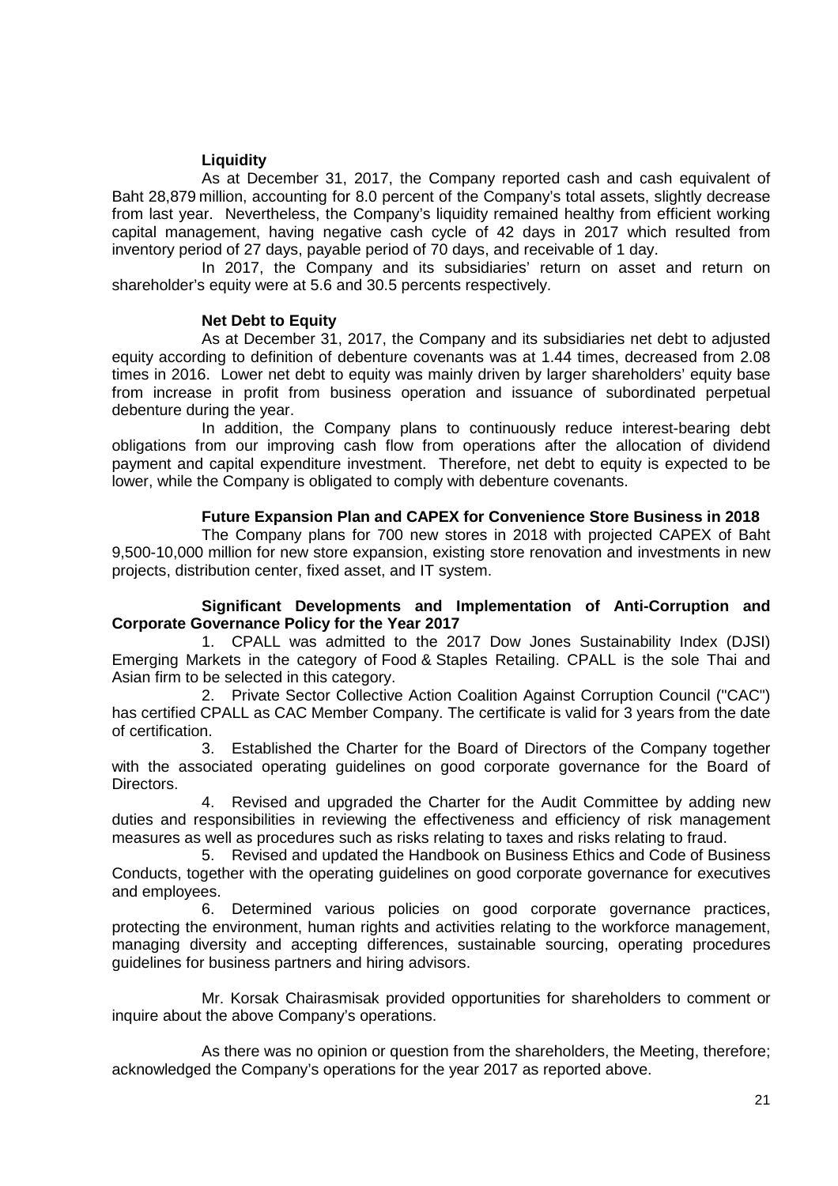**Liquidity**

As at December 31, 2017, the Company reported cash and cash equivalent of Baht 28,879 million, accounting for 8.0 percent of the Company's total assets, slightly decrease from last year. Nevertheless, the Company's liquidity remained healthy from efficient working capital management, having negative cash cycle of 42 days in 2017 which resulted from inventory period of 27 days, payable period of 70 days, and receivable of 1 day.

In 2017, the Company and its subsidiaries' return on asset and return on shareholder's equity were at 5.6 and 30.5 percents respectively.

**Net Debt to Equity**

As at December 31, 2017, the Company and its subsidiaries net debt to adjusted equity according to definition of debenture covenants was at 1.44 times, decreased from 2.08 times in 2016. Lower net debt to equity was mainly driven by larger shareholders' equity base from increase in profit from business operation and issuance of subordinated perpetual debenture during the year.

In addition, the Company plans to continuously reduce interest-bearing debt obligations from our improving cash flow from operations after the allocation of dividend payment and capital expenditure investment. Therefore, net debt to equity is expected to be lower, while the Company is obligated to comply with debenture covenants.

**Future Expansion Plan and CAPEX for Convenience Store Business in 2018**

The Company plans for 700 new stores in 2018 with projected CAPEX of Baht 9,500-10,000 million for new store expansion, existing store renovation and investments in new projects, distribution center, fixed asset, and IT system.

**Significant Developments and Implementation of Anti-Corruption and Corporate Governance Policy for the Year 2017**

1. CPALL was admitted to the 2017 Dow Jones Sustainability Index (DJSI) Emerging Markets in the category of Food & Staples Retailing. CPALL is the sole Thai and Asian firm to be selected in this category.
2. Private Sector Collective Action Coalition Against Corruption Council ("CAC") has certified CPALL as CAC Member Company. The certificate is valid for 3 years from the date of certification.
3. Established the Charter for the Board of Directors of the Company together with the associated operating guidelines on good corporate governance for the Board of Directors.
4. Revised and upgraded the Charter for the Audit Committee by adding new duties and responsibilities in reviewing the effectiveness and efficiency of risk management measures as well as procedures such as risks relating to taxes and risks relating to fraud.
5. Revised and updated the Handbook on Business Ethics and Code of Business Conducts, together with the operating guidelines on good corporate governance for executives and employees.
6. Determined various policies on good corporate governance practices, protecting the environment, human rights and activities relating to the workforce management, managing diversity and accepting differences, sustainable sourcing, operating procedures guidelines for business partners and hiring advisors.

Mr. Korsak Chairasmisak provided opportunities for shareholders to comment or inquire about the above Company's operations.

As there was no opinion or question from the shareholders, the Meeting, therefore; acknowledged the Company's operations for the year 2017 as reported above.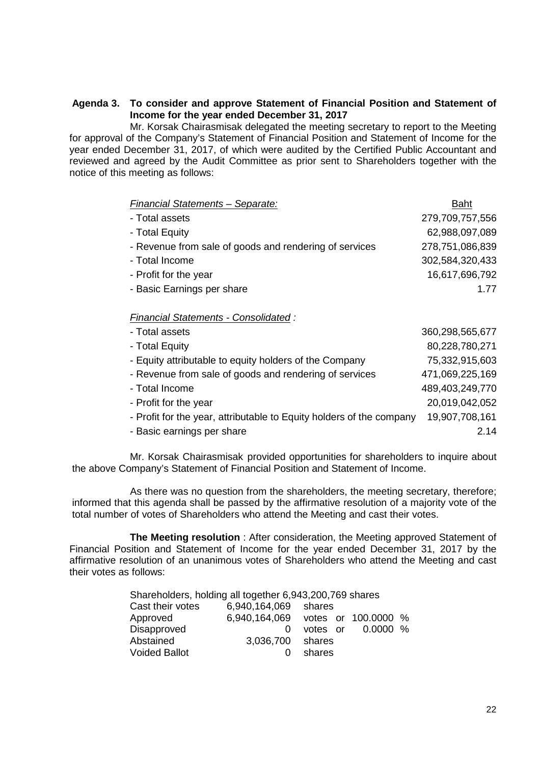**Agenda 3. To consider and approve Statement of Financial Position and Statement of Income for the year ended December 31, 2017**

Mr. Korsak Chairasmisak delegated the meeting secretary to report to the Meeting for approval of the Company's Statement of Financial Position and Statement of Income for the year ended December 31, 2017, of which were audited by the Certified Public Accountant and reviewed and agreed by the Audit Committee as prior sent to Shareholders together with the notice of this meeting as follows:

| *Financial Statements – Separate:* | Baht |
|---|---|
| - Total assets | 279,709,757,556 |
| - Total Equity | 62,988,097,089 |
| - Revenue from sale of goods and rendering of services | 278,751,086,839 |
| - Total Income | 302,584,320,433 |
| - Profit for the year | 16,617,696,792 |
| - Basic Earnings per share | 1.77 |

| *Financial Statements - Consolidated :* | |
|---|---|
| - Total assets | 360,298,565,677 |
| - Total Equity | 80,228,780,271 |
| - Equity attributable to equity holders of the Company | 75,332,915,603 |
| - Revenue from sale of goods and rendering of services | 471,069,225,169 |
| - Total Income | 489,403,249,770 |
| - Profit for the year | 20,019,042,052 |
| - Profit for the year, attributable to Equity holders of the company | 19,907,708,161 |
| - Basic earnings per share | 2.14 |

Mr. Korsak Chairasmisak provided opportunities for shareholders to inquire about the above Company's Statement of Financial Position and Statement of Income.

As there was no question from the shareholders, the meeting secretary, therefore; informed that this agenda shall be passed by the affirmative resolution of a majority vote of the total number of votes of Shareholders who attend the Meeting and cast their votes.

**The Meeting resolution** : After consideration, the Meeting approved Statement of Financial Position and Statement of Income for the year ended December 31, 2017 by the affirmative resolution of an unanimous votes of Shareholders who attend the Meeting and cast their votes as follows:

Shareholders, holding all together 6,943,200,769 shares

| | | |
|---|---|---|
| Cast their votes | 6,940,164,069 | shares |
| Approved | 6,940,164,069 | votes or 100.0000 % |
| Disapproved | 0 | votes or 0.0000 % |
| Abstained | 3,036,700 | shares |
| Voided Ballot | 0 | shares |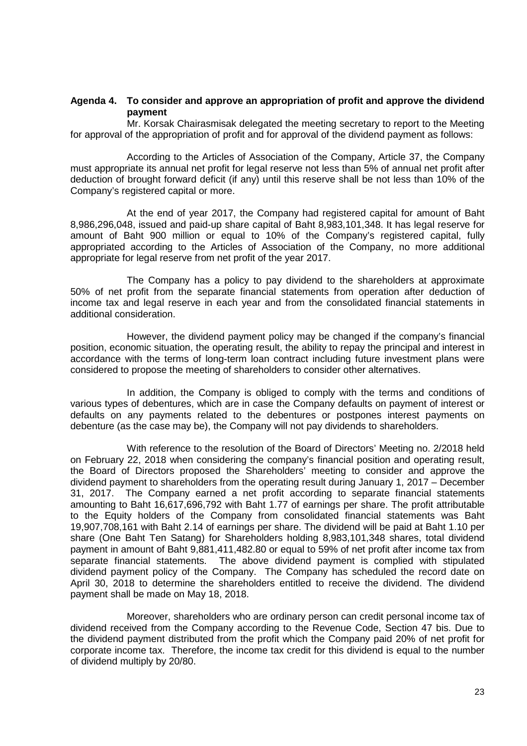**Agenda 4. To consider and approve an appropriation of profit and approve the dividend payment**

Mr. Korsak Chairasmisak delegated the meeting secretary to report to the Meeting for approval of the appropriation of profit and for approval of the dividend payment as follows:

According to the Articles of Association of the Company, Article 37, the Company must appropriate its annual net profit for legal reserve not less than 5% of annual net profit after deduction of brought forward deficit (if any) until this reserve shall be not less than 10% of the Company's registered capital or more.

At the end of year 2017, the Company had registered capital for amount of Baht 8,986,296,048, issued and paid-up share capital of Baht 8,983,101,348. It has legal reserve for amount of Baht 900 million or equal to 10% of the Company's registered capital, fully appropriated according to the Articles of Association of the Company, no more additional appropriate for legal reserve from net profit of the year 2017.

The Company has a policy to pay dividend to the shareholders at approximate 50% of net profit from the separate financial statements from operation after deduction of income tax and legal reserve in each year and from the consolidated financial statements in additional consideration.

However, the dividend payment policy may be changed if the company's financial position, economic situation, the operating result, the ability to repay the principal and interest in accordance with the terms of long-term loan contract including future investment plans were considered to propose the meeting of shareholders to consider other alternatives.

In addition, the Company is obliged to comply with the terms and conditions of various types of debentures, which are in case the Company defaults on payment of interest or defaults on any payments related to the debentures or postpones interest payments on debenture (as the case may be), the Company will not pay dividends to shareholders.

With reference to the resolution of the Board of Directors' Meeting no. 2/2018 held on February 22, 2018 when considering the company's financial position and operating result, the Board of Directors proposed the Shareholders' meeting to consider and approve the dividend payment to shareholders from the operating result during January 1, 2017 – December 31, 2017. The Company earned a net profit according to separate financial statements amounting to Baht 16,617,696,792 with Baht 1.77 of earnings per share. The profit attributable to the Equity holders of the Company from consolidated financial statements was Baht 19,907,708,161 with Baht 2.14 of earnings per share. The dividend will be paid at Baht 1.10 per share (One Baht Ten Satang) for Shareholders holding 8,983,101,348 shares, total dividend payment in amount of Baht 9,881,411,482.80 or equal to 59% of net profit after income tax from separate financial statements. The above dividend payment is complied with stipulated dividend payment policy of the Company. The Company has scheduled the record date on April 30, 2018 to determine the shareholders entitled to receive the dividend. The dividend payment shall be made on May 18, 2018.

Moreover, shareholders who are ordinary person can credit personal income tax of dividend received from the Company according to the Revenue Code, Section 47 bis. Due to the dividend payment distributed from the profit which the Company paid 20% of net profit for corporate income tax. Therefore, the income tax credit for this dividend is equal to the number of dividend multiply by 20/80.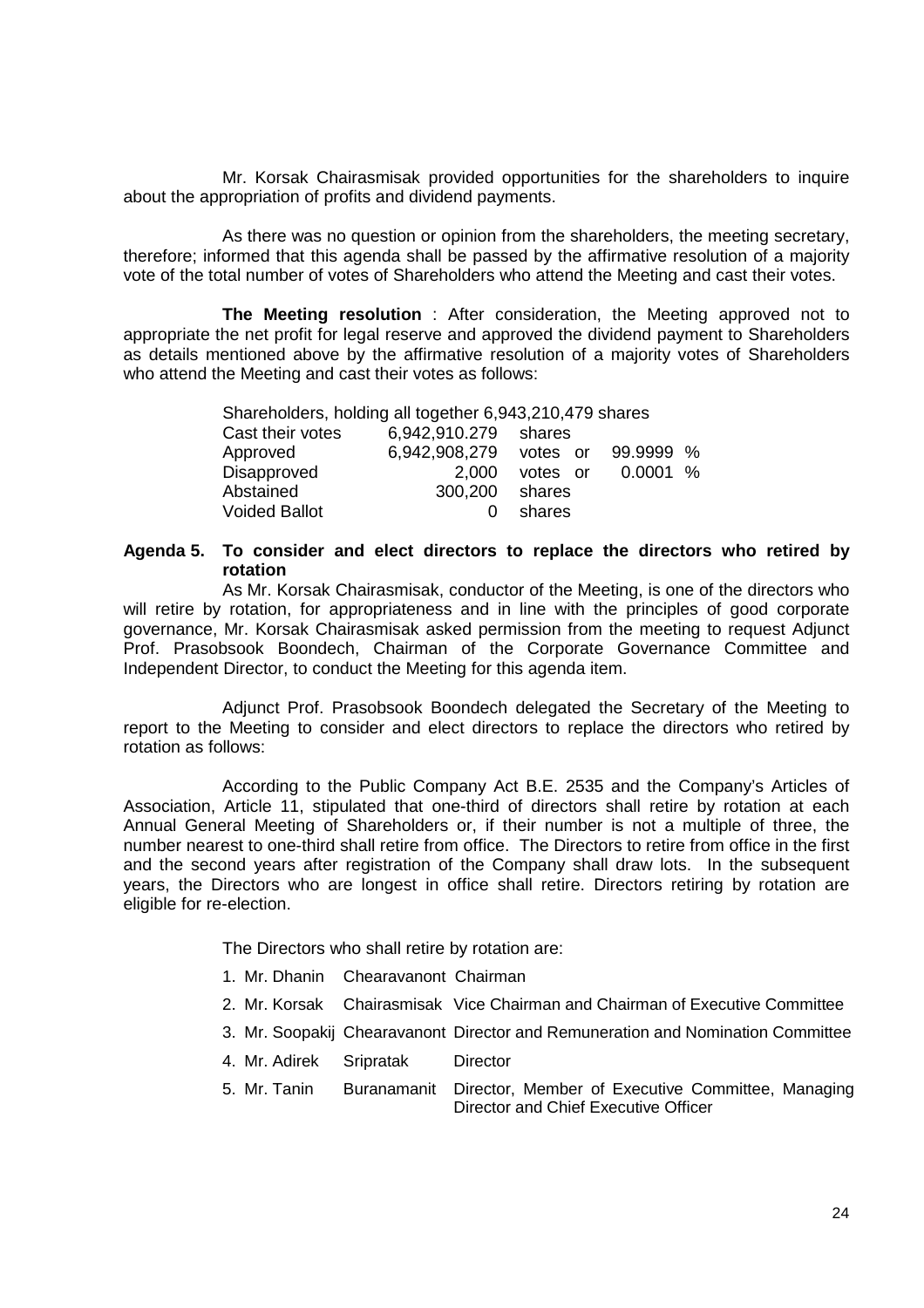Mr. Korsak Chairasmisak provided opportunities for the shareholders to inquire about the appropriation of profits and dividend payments.

As there was no question or opinion from the shareholders, the meeting secretary, therefore; informed that this agenda shall be passed by the affirmative resolution of a majority vote of the total number of votes of Shareholders who attend the Meeting and cast their votes.

**The Meeting resolution** : After consideration, the Meeting approved not to appropriate the net profit for legal reserve and approved the dividend payment to Shareholders as details mentioned above by the affirmative resolution of a majority votes of Shareholders who attend the Meeting and cast their votes as follows:

Shareholders, holding all together 6,943,210,479 shares

| | | | |
|---|---|---|---|
| Cast their votes | 6,942,910.279 | shares | |
| Approved | 6,942,908,279 | votes or | 99.9999 % |
| Disapproved | 2,000 | votes or | 0.0001 % |
| Abstained | 300,200 | shares | |
| Voided Ballot | 0 | shares | |

**Agenda 5. To consider and elect directors to replace the directors who retired by rotation**

As Mr. Korsak Chairasmisak, conductor of the Meeting, is one of the directors who will retire by rotation, for appropriateness and in line with the principles of good corporate governance, Mr. Korsak Chairasmisak asked permission from the meeting to request Adjunct Prof. Prasobsook Boondech, Chairman of the Corporate Governance Committee and Independent Director, to conduct the Meeting for this agenda item.

Adjunct Prof. Prasobsook Boondech delegated the Secretary of the Meeting to report to the Meeting to consider and elect directors to replace the directors who retired by rotation as follows:

According to the Public Company Act B.E. 2535 and the Company's Articles of Association, Article 11, stipulated that one-third of directors shall retire by rotation at each Annual General Meeting of Shareholders or, if their number is not a multiple of three, the number nearest to one-third shall retire from office. The Directors to retire from office in the first and the second years after registration of the Company shall draw lots. In the subsequent years, the Directors who are longest in office shall retire. Directors retiring by rotation are eligible for re-election.

The Directors who shall retire by rotation are:

1. Mr. Dhanin Chearavanont Chairman
2. Mr. Korsak Chairasmisak Vice Chairman and Chairman of Executive Committee
3. Mr. Soopakij Chearavanont Director and Remuneration and Nomination Committee
4. Mr. Adirek Sripratak Director
5. Mr. Tanin Buranamanit Director, Member of Executive Committee, Managing Director and Chief Executive Officer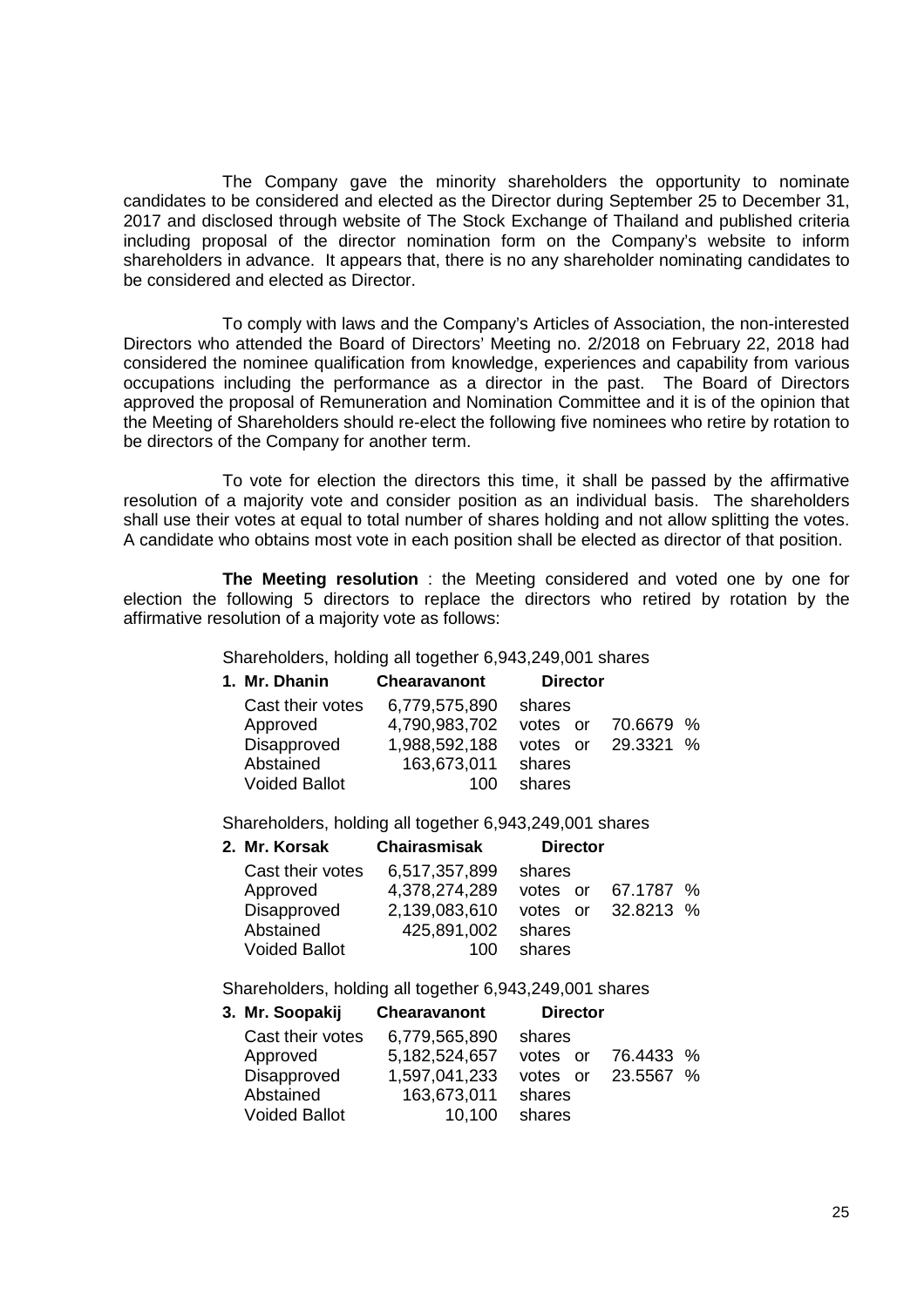The Company gave the minority shareholders the opportunity to nominate candidates to be considered and elected as the Director during September 25 to December 31, 2017 and disclosed through website of The Stock Exchange of Thailand and published criteria including proposal of the director nomination form on the Company's website to inform shareholders in advance. It appears that, there is no any shareholder nominating candidates to be considered and elected as Director.

To comply with laws and the Company's Articles of Association, the non-interested Directors who attended the Board of Directors' Meeting no. 2/2018 on February 22, 2018 had considered the nominee qualification from knowledge, experiences and capability from various occupations including the performance as a director in the past. The Board of Directors approved the proposal of Remuneration and Nomination Committee and it is of the opinion that the Meeting of Shareholders should re-elect the following five nominees who retire by rotation to be directors of the Company for another term.

To vote for election the directors this time, it shall be passed by the affirmative resolution of a majority vote and consider position as an individual basis. The shareholders shall use their votes at equal to total number of shares holding and not allow splitting the votes. A candidate who obtains most vote in each position shall be elected as director of that position.

**The Meeting resolution** : the Meeting considered and voted one by one for election the following 5 directors to replace the directors who retired by rotation by the affirmative resolution of a majority vote as follows:

Shareholders, holding all together 6,943,249,001 shares

| **1. Mr. Dhanin** | **Chearavanont** | **Director** | |
|---|---|---|---|
| Cast their votes | 6,779,575,890 | shares | |
| Approved | 4,790,983,702 | votes or | 70.6679 % |
| Disapproved | 1,988,592,188 | votes or | 29.3321 % |
| Abstained | 163,673,011 | shares | |
| Voided Ballot | 100 | shares | |

Shareholders, holding all together 6,943,249,001 shares

| **2. Mr. Korsak** | **Chairasmisak** | **Director** | |
|---|---|---|---|
| Cast their votes | 6,517,357,899 | shares | |
| Approved | 4,378,274,289 | votes or | 67.1787 % |
| Disapproved | 2,139,083,610 | votes or | 32.8213 % |
| Abstained | 425,891,002 | shares | |
| Voided Ballot | 100 | shares | |

Shareholders, holding all together 6,943,249,001 shares

| **3. Mr. Soopakij** | **Chearavanont** | **Director** | |
|---|---|---|---|
| Cast their votes | 6,779,565,890 | shares | |
| Approved | 5,182,524,657 | votes or | 76.4433 % |
| Disapproved | 1,597,041,233 | votes or | 23.5567 % |
| Abstained | 163,673,011 | shares | |
| Voided Ballot | 10,100 | shares | |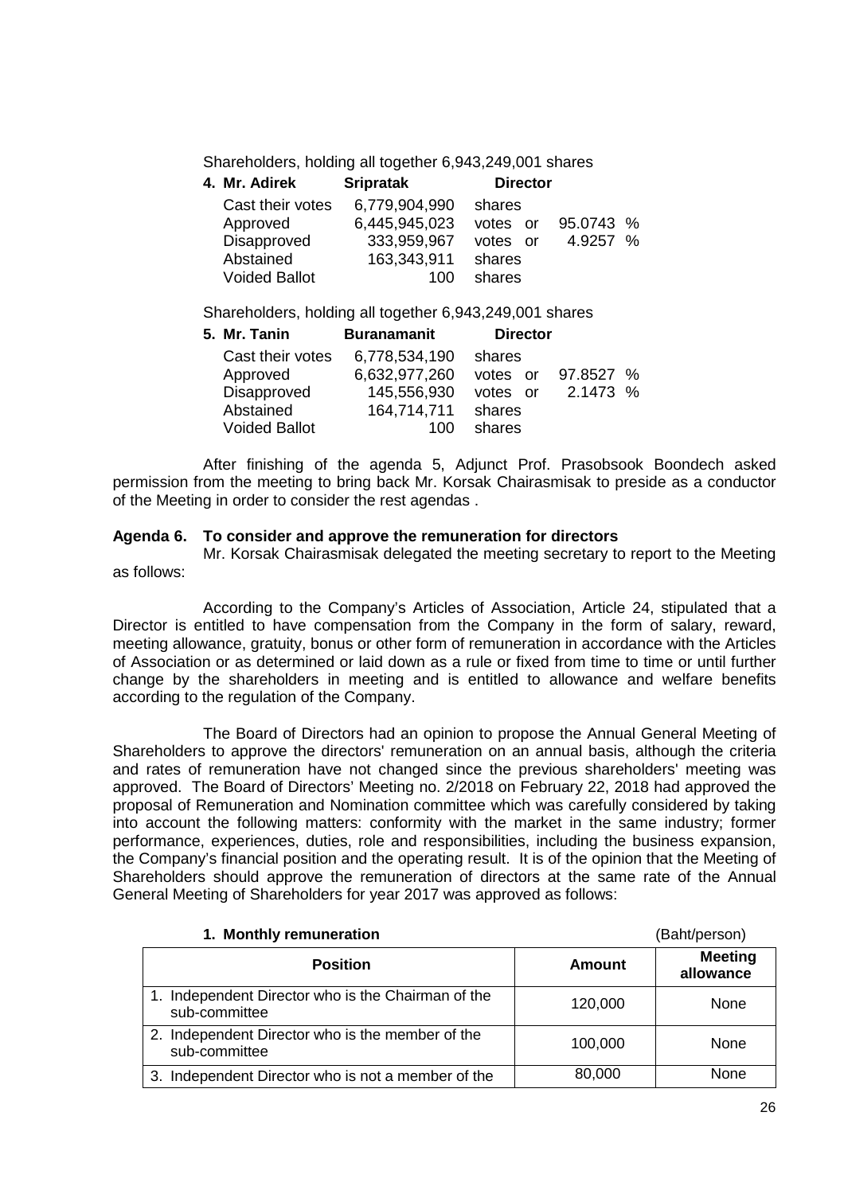Shareholders, holding all together 6,943,249,001 shares

**4. Mr. Adirek Sripratak Director**

| | | | |
|---|---|---|---|
| Cast their votes | 6,779,904,990 | shares | |
| Approved | 6,445,945,023 | votes or | 95.0743 % |
| Disapproved | 333,959,967 | votes or | 4.9257 % |
| Abstained | 163,343,911 | shares | |
| Voided Ballot | 100 | shares | |

Shareholders, holding all together 6,943,249,001 shares

**5. Mr. Tanin Buranamanit Director**

| | | | |
|---|---|---|---|
| Cast their votes | 6,778,534,190 | shares | |
| Approved | 6,632,977,260 | votes or | 97.8527 % |
| Disapproved | 145,556,930 | votes or | 2.1473 % |
| Abstained | 164,714,711 | shares | |
| Voided Ballot | 100 | shares | |

After finishing of the agenda 5, Adjunct Prof. Prasobsook Boondech asked permission from the meeting to bring back Mr. Korsak Chairasmisak to preside as a conductor of the Meeting in order to consider the rest agendas .

**Agenda 6. To consider and approve the remuneration for directors**

Mr. Korsak Chairasmisak delegated the meeting secretary to report to the Meeting as follows:

According to the Company's Articles of Association, Article 24, stipulated that a Director is entitled to have compensation from the Company in the form of salary, reward, meeting allowance, gratuity, bonus or other form of remuneration in accordance with the Articles of Association or as determined or laid down as a rule or fixed from time to time or until further change by the shareholders in meeting and is entitled to allowance and welfare benefits according to the regulation of the Company.

The Board of Directors had an opinion to propose the Annual General Meeting of Shareholders to approve the directors' remuneration on an annual basis, although the criteria and rates of remuneration have not changed since the previous shareholders' meeting was approved. The Board of Directors' Meeting no. 2/2018 on February 22, 2018 had approved the proposal of Remuneration and Nomination committee which was carefully considered by taking into account the following matters: conformity with the market in the same industry; former performance, experiences, duties, role and responsibilities, including the business expansion, the Company's financial position and the operating result. It is of the opinion that the Meeting of Shareholders should approve the remuneration of directors at the same rate of the Annual General Meeting of Shareholders for year 2017 was approved as follows:

**1. Monthly remuneration** (Baht/person)

| Position | Amount | Meeting allowance |
|---|---|---|
| 1. Independent Director who is the Chairman of the sub-committee | 120,000 | None |
| 2. Independent Director who is the member of the sub-committee | 100,000 | None |
| 3. Independent Director who is not a member of the | 80,000 | None |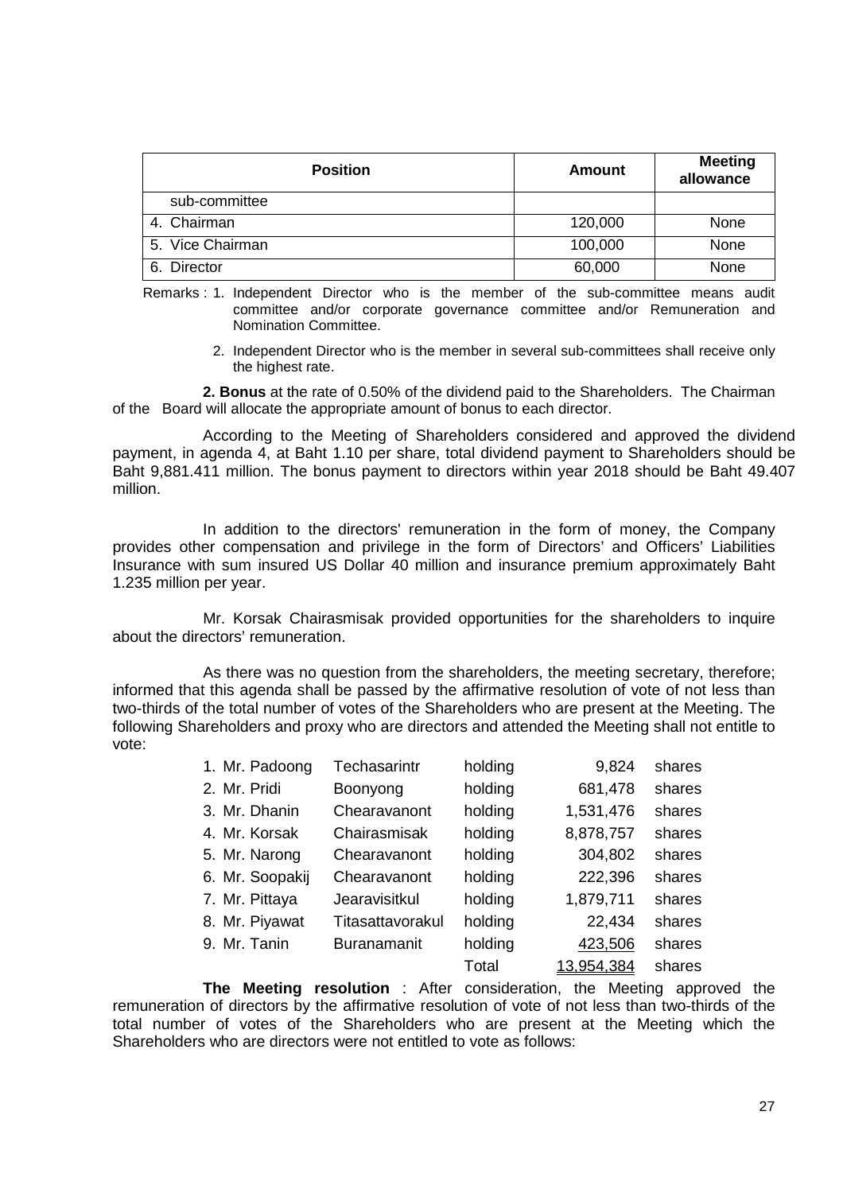| Position | Amount | Meeting allowance |
|---|---|---|
| sub-committee | | |
| 4. Chairman | 120,000 | None |
| 5. Vice Chairman | 100,000 | None |
| 6. Director | 60,000 | None |

Remarks : 1. Independent Director who is the member of the sub-committee means audit committee and/or corporate governance committee and/or Remuneration and Nomination Committee.

2. Independent Director who is the member in several sub-committees shall receive only the highest rate.

**2. Bonus** at the rate of 0.50% of the dividend paid to the Shareholders. The Chairman of the Board will allocate the appropriate amount of bonus to each director.

According to the Meeting of Shareholders considered and approved the dividend payment, in agenda 4, at Baht 1.10 per share, total dividend payment to Shareholders should be Baht 9,881.411 million. The bonus payment to directors within year 2018 should be Baht 49.407 million.

In addition to the directors' remuneration in the form of money, the Company provides other compensation and privilege in the form of Directors' and Officers' Liabilities Insurance with sum insured US Dollar 40 million and insurance premium approximately Baht 1.235 million per year.

Mr. Korsak Chairasmisak provided opportunities for the shareholders to inquire about the directors' remuneration.

As there was no question from the shareholders, the meeting secretary, therefore; informed that this agenda shall be passed by the affirmative resolution of vote of not less than two-thirds of the total number of votes of the Shareholders who are present at the Meeting. The following Shareholders and proxy who are directors and attended the Meeting shall not entitle to vote:

| | | | | |
|---|---|---|---|---|
| 1. Mr. Padoong | Techasarintr | holding | 9,824 | shares |
| 2. Mr. Pridi | Boonyong | holding | 681,478 | shares |
| 3. Mr. Dhanin | Chearavanont | holding | 1,531,476 | shares |
| 4. Mr. Korsak | Chairasmisak | holding | 8,878,757 | shares |
| 5. Mr. Narong | Chearavanont | holding | 304,802 | shares |
| 6. Mr. Soopakij | Chearavanont | holding | 222,396 | shares |
| 7. Mr. Pittaya | Jearavisitkul | holding | 1,879,711 | shares |
| 8. Mr. Piyawat | Titasattavorakul | holding | 22,434 | shares |
| 9. Mr. Tanin | Buranamanit | holding | 423,506 | shares |
| | | Total | 13,954,384 | shares |

**The Meeting resolution** : After consideration, the Meeting approved the remuneration of directors by the affirmative resolution of vote of not less than two-thirds of the total number of votes of the Shareholders who are present at the Meeting which the Shareholders who are directors were not entitled to vote as follows: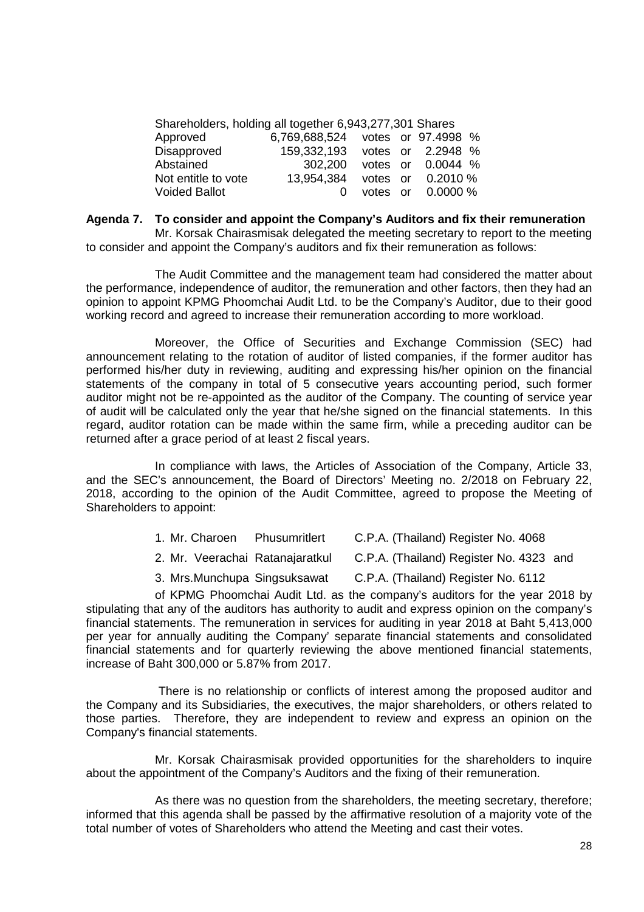Shareholders, holding all together 6,943,277,301 Shares

| | | |
|---|---|---|
| Approved | 6,769,688,524 | votes or 97.4998 % |
| Disapproved | 159,332,193 | votes or 2.2948 % |
| Abstained | 302,200 | votes or 0.0044 % |
| Not entitle to vote | 13,954,384 | votes or 0.2010 % |
| Voided Ballot | 0 | votes or 0.0000 % |

**Agenda 7. To consider and appoint the Company's Auditors and fix their remuneration**

Mr. Korsak Chairasmisak delegated the meeting secretary to report to the meeting to consider and appoint the Company's auditors and fix their remuneration as follows:

The Audit Committee and the management team had considered the matter about the performance, independence of auditor, the remuneration and other factors, then they had an opinion to appoint KPMG Phoomchai Audit Ltd. to be the Company's Auditor, due to their good working record and agreed to increase their remuneration according to more workload.

Moreover, the Office of Securities and Exchange Commission (SEC) had announcement relating to the rotation of auditor of listed companies, if the former auditor has performed his/her duty in reviewing, auditing and expressing his/her opinion on the financial statements of the company in total of 5 consecutive years accounting period, such former auditor might not be re-appointed as the auditor of the Company. The counting of service year of audit will be calculated only the year that he/she signed on the financial statements. In this regard, auditor rotation can be made within the same firm, while a preceding auditor can be returned after a grace period of at least 2 fiscal years.

In compliance with laws, the Articles of Association of the Company, Article 33, and the SEC's announcement, the Board of Directors' Meeting no. 2/2018 on February 22, 2018, according to the opinion of the Audit Committee, agreed to propose the Meeting of Shareholders to appoint:

1. Mr. Charoen Phusumritlert C.P.A. (Thailand) Register No. 4068
2. Mr. Veerachai Ratanajaratkul C.P.A. (Thailand) Register No. 4323 and
3. Mrs.Munchupa Singsuksawat C.P.A. (Thailand) Register No. 6112

of KPMG Phoomchai Audit Ltd. as the company's auditors for the year 2018 by stipulating that any of the auditors has authority to audit and express opinion on the company's financial statements. The remuneration in services for auditing in year 2018 at Baht 5,413,000 per year for annually auditing the Company' separate financial statements and consolidated financial statements and for quarterly reviewing the above mentioned financial statements, increase of Baht 300,000 or 5.87% from 2017.

There is no relationship or conflicts of interest among the proposed auditor and the Company and its Subsidiaries, the executives, the major shareholders, or others related to those parties. Therefore, they are independent to review and express an opinion on the Company's financial statements.

Mr. Korsak Chairasmisak provided opportunities for the shareholders to inquire about the appointment of the Company's Auditors and the fixing of their remuneration.

As there was no question from the shareholders, the meeting secretary, therefore; informed that this agenda shall be passed by the affirmative resolution of a majority vote of the total number of votes of Shareholders who attend the Meeting and cast their votes.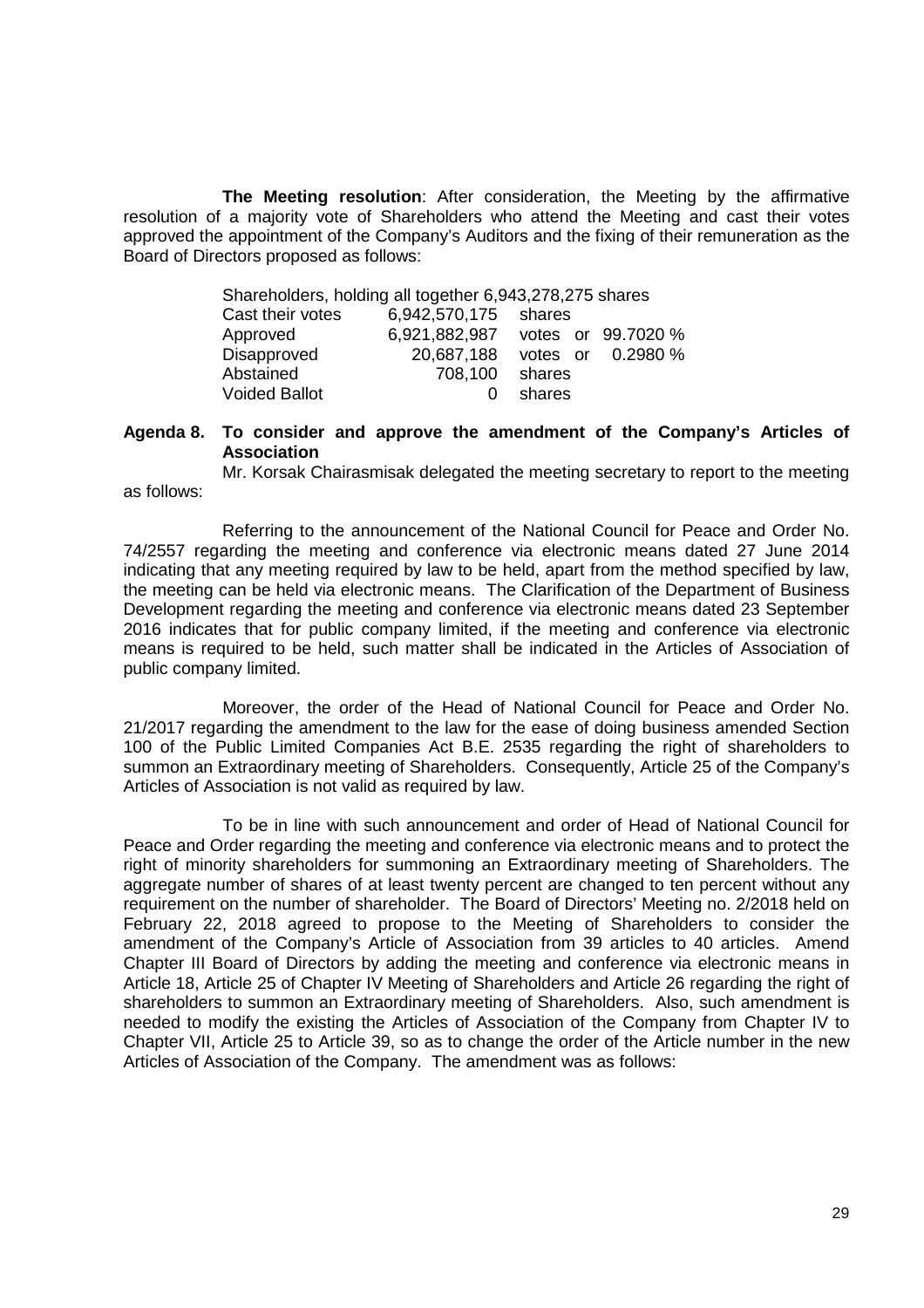**The Meeting resolution**: After consideration, the Meeting by the affirmative resolution of a majority vote of Shareholders who attend the Meeting and cast their votes approved the appointment of the Company's Auditors and the fixing of their remuneration as the Board of Directors proposed as follows:

Shareholders, holding all together 6,943,278,275 shares

| | | |
|---|---|---|
| Cast their votes | 6,942,570,175 | shares |
| Approved | 6,921,882,987 | votes or 99.7020 % |
| Disapproved | 20,687,188 | votes or 0.2980 % |
| Abstained | 708,100 | shares |
| Voided Ballot | 0 | shares |

**Agenda 8. To consider and approve the amendment of the Company's Articles of Association**

Mr. Korsak Chairasmisak delegated the meeting secretary to report to the meeting as follows:

Referring to the announcement of the National Council for Peace and Order No. 74/2557 regarding the meeting and conference via electronic means dated 27 June 2014 indicating that any meeting required by law to be held, apart from the method specified by law, the meeting can be held via electronic means. The Clarification of the Department of Business Development regarding the meeting and conference via electronic means dated 23 September 2016 indicates that for public company limited, if the meeting and conference via electronic means is required to be held, such matter shall be indicated in the Articles of Association of public company limited.

Moreover, the order of the Head of National Council for Peace and Order No. 21/2017 regarding the amendment to the law for the ease of doing business amended Section 100 of the Public Limited Companies Act B.E. 2535 regarding the right of shareholders to summon an Extraordinary meeting of Shareholders. Consequently, Article 25 of the Company's Articles of Association is not valid as required by law.

To be in line with such announcement and order of Head of National Council for Peace and Order regarding the meeting and conference via electronic means and to protect the right of minority shareholders for summoning an Extraordinary meeting of Shareholders. The aggregate number of shares of at least twenty percent are changed to ten percent without any requirement on the number of shareholder. The Board of Directors' Meeting no. 2/2018 held on February 22, 2018 agreed to propose to the Meeting of Shareholders to consider the amendment of the Company's Article of Association from 39 articles to 40 articles. Amend Chapter III Board of Directors by adding the meeting and conference via electronic means in Article 18, Article 25 of Chapter IV Meeting of Shareholders and Article 26 regarding the right of shareholders to summon an Extraordinary meeting of Shareholders. Also, such amendment is needed to modify the existing the Articles of Association of the Company from Chapter IV to Chapter VII, Article 25 to Article 39, so as to change the order of the Article number in the new Articles of Association of the Company. The amendment was as follows: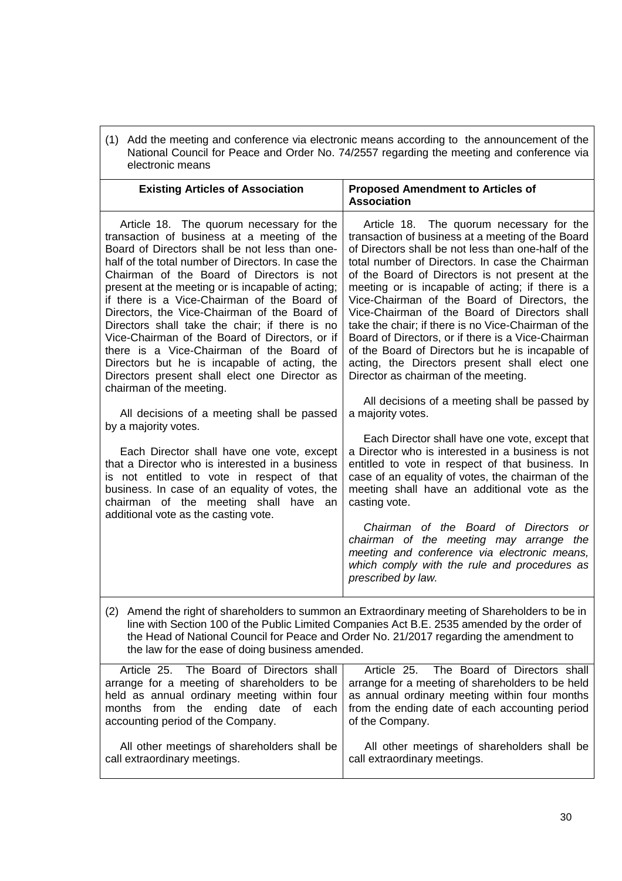(1) Add the meeting and conference via electronic means according to the announcement of the National Council for Peace and Order No. 74/2557 regarding the meeting and conference via electronic means

| Existing Articles of Association | Proposed Amendment to Articles of Association |
|---|---|
| Article 18. The quorum necessary for the transaction of business at a meeting of the Board of Directors shall be not less than one-half of the total number of Directors. In case the Chairman of the Board of Directors is not present at the meeting or is incapable of acting; if there is a Vice-Chairman of the Board of Directors, the Vice-Chairman of the Board of Directors shall take the chair; if there is no Vice-Chairman of the Board of Directors, or if there is a Vice-Chairman of the Board of Directors but he is incapable of acting, the Directors present shall elect one Director as chairman of the meeting.<br><br>All decisions of a meeting shall be passed by a majority votes.<br><br>Each Director shall have one vote, except that a Director who is interested in a business is not entitled to vote in respect of that business. In case of an equality of votes, the chairman of the meeting shall have an additional vote as the casting vote. | Article 18. The quorum necessary for the transaction of business at a meeting of the Board of Directors shall be not less than one-half of the total number of Directors. In case the Chairman of the Board of Directors is not present at the meeting or is incapable of acting; if there is a Vice-Chairman of the Board of Directors, the Vice-Chairman of the Board of Directors shall take the chair; if there is no Vice-Chairman of the Board of Directors, or if there is a Vice-Chairman of the Board of Directors but he is incapable of acting, the Directors present shall elect one Director as chairman of the meeting.<br><br>All decisions of a meeting shall be passed by a majority votes.<br><br>Each Director shall have one vote, except that a Director who is interested in a business is not entitled to vote in respect of that business. In case of an equality of votes, the chairman of the meeting shall have an additional vote as the casting vote.<br><br>*Chairman of the Board of Directors or chairman of the meeting may arrange the meeting and conference via electronic means, which comply with the rule and procedures as prescribed by law.* |

(2) Amend the right of shareholders to summon an Extraordinary meeting of Shareholders to be in line with Section 100 of the Public Limited Companies Act B.E. 2535 amended by the order of the Head of National Council for Peace and Order No. 21/2017 regarding the amendment to the law for the ease of doing business amended.

| Existing Articles of Association | Proposed Amendment to Articles of Association |
|---|---|
| Article 25. The Board of Directors shall arrange for a meeting of shareholders to be held as annual ordinary meeting within four months from the ending date of each accounting period of the Company.<br><br>All other meetings of shareholders shall be call extraordinary meetings. | Article 25. The Board of Directors shall arrange for a meeting of shareholders to be held as annual ordinary meeting within four months from the ending date of each accounting period of the Company.<br><br>All other meetings of shareholders shall be call extraordinary meetings. |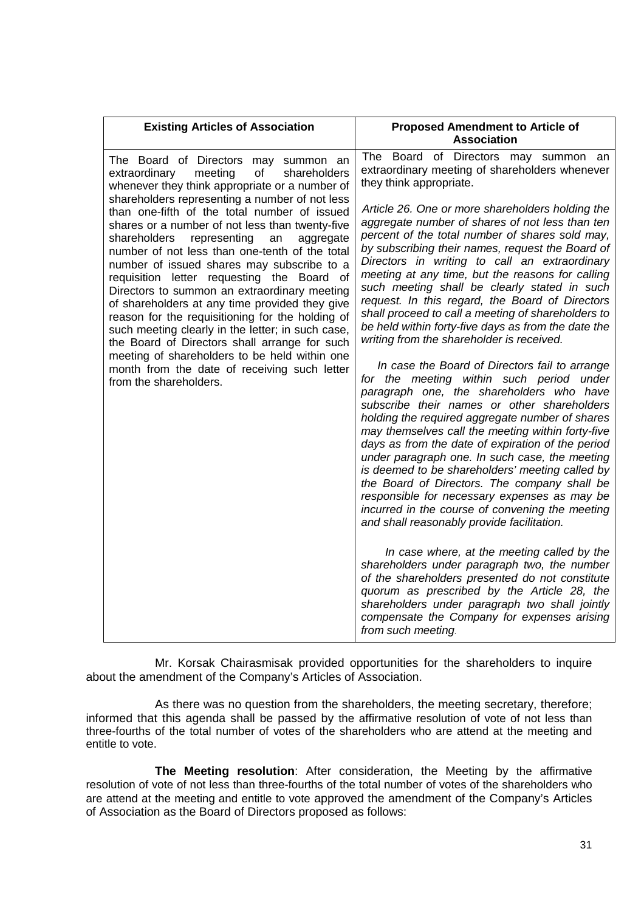| Existing Articles of Association | Proposed Amendment to Article of Association |
|---|---|
| The Board of Directors may summon an extraordinary meeting of shareholders whenever they think appropriate or a number of shareholders representing a number of not less than one-fifth of the total number of issued shares or a number of not less than twenty-five shareholders representing an aggregate number of not less than one-tenth of the total number of issued shares may subscribe to a requisition letter requesting the Board of Directors to summon an extraordinary meeting of shareholders at any time provided they give reason for the requisitioning for the holding of such meeting clearly in the letter; in such case, the Board of Directors shall arrange for such meeting of shareholders to be held within one month from the date of receiving such letter from the shareholders. | The Board of Directors may summon an extraordinary meeting of shareholders whenever they think appropriate.<br><br>*Article 26. One or more shareholders holding the aggregate number of shares of not less than ten percent of the total number of shares sold may, by subscribing their names, request the Board of Directors in writing to call an extraordinary meeting at any time, but the reasons for calling such meeting shall be clearly stated in such request. In this regard, the Board of Directors shall proceed to call a meeting of shareholders to be held within forty-five days as from the date the writing from the shareholder is received.*<br><br>*In case the Board of Directors fail to arrange for the meeting within such period under paragraph one, the shareholders who have subscribe their names or other shareholders holding the required aggregate number of shares may themselves call the meeting within forty-five days as from the date of expiration of the period under paragraph one. In such case, the meeting is deemed to be shareholders' meeting called by the Board of Directors. The company shall be responsible for necessary expenses as may be incurred in the course of convening the meeting and shall reasonably provide facilitation.*<br><br>*In case where, at the meeting called by the shareholders under paragraph two, the number of the shareholders presented do not constitute quorum as prescribed by the Article 28, the shareholders under paragraph two shall jointly compensate the Company for expenses arising from such meeting.* |

Mr. Korsak Chairasmisak provided opportunities for the shareholders to inquire about the amendment of the Company's Articles of Association.

As there was no question from the shareholders, the meeting secretary, therefore; informed that this agenda shall be passed by the affirmative resolution of vote of not less than three-fourths of the total number of votes of the shareholders who are attend at the meeting and entitle to vote.

**The Meeting resolution**: After consideration, the Meeting by the affirmative resolution of vote of not less than three-fourths of the total number of votes of the shareholders who are attend at the meeting and entitle to vote approved the amendment of the Company's Articles of Association as the Board of Directors proposed as follows: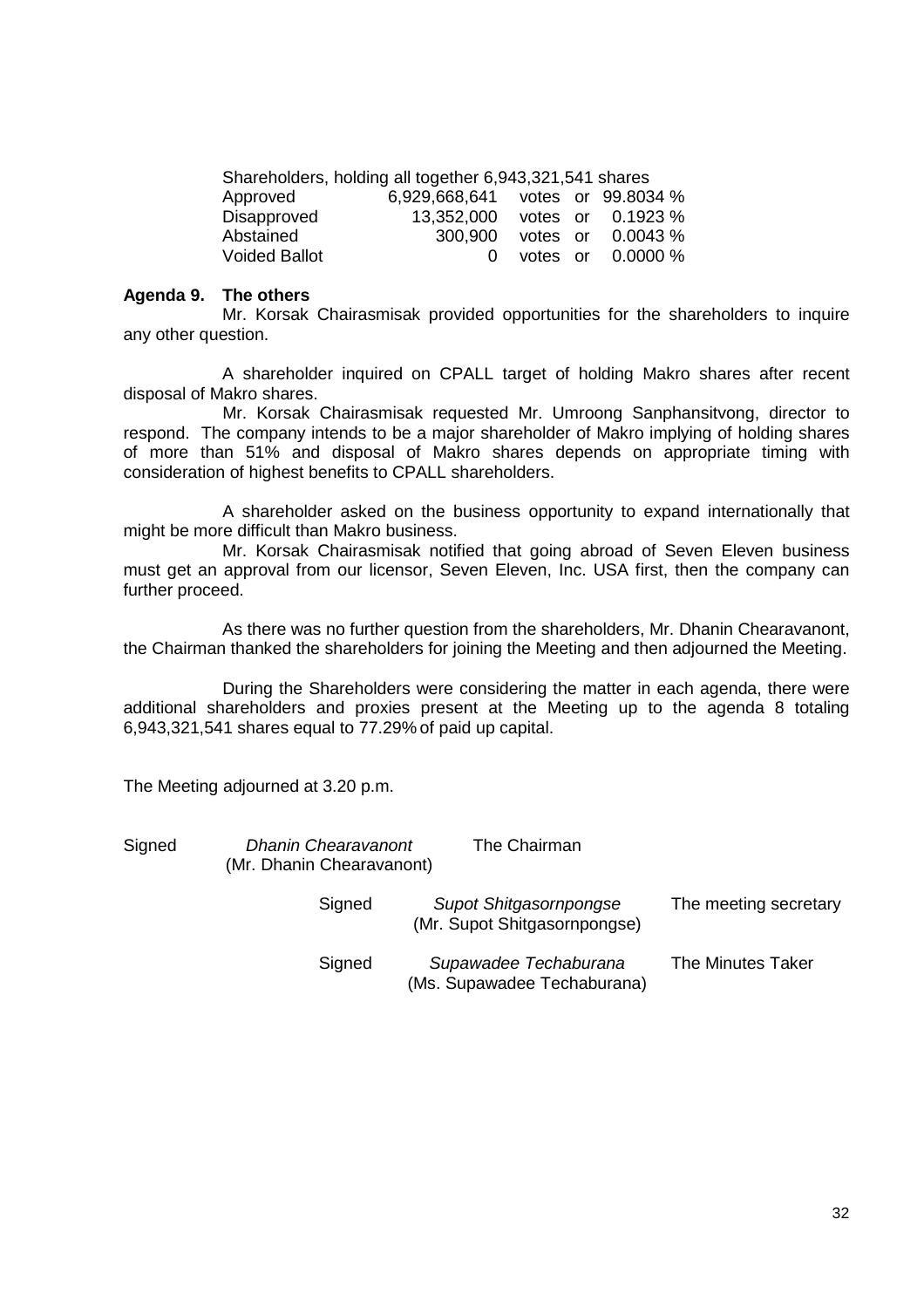Shareholders, holding all together 6,943,321,541 shares

| | | | | |
|---|---|---|---|---|
| Approved | 6,929,668,641 | votes | or | 99.8034 % |
| Disapproved | 13,352,000 | votes | or | 0.1923 % |
| Abstained | 300,900 | votes | or | 0.0043 % |
| Voided Ballot | 0 | votes | or | 0.0000 % |

**Agenda 9. The others**

Mr. Korsak Chairasmisak provided opportunities for the shareholders to inquire any other question.

A shareholder inquired on CPALL target of holding Makro shares after recent disposal of Makro shares.

Mr. Korsak Chairasmisak requested Mr. Umroong Sanphansitvong, director to respond. The company intends to be a major shareholder of Makro implying of holding shares of more than 51% and disposal of Makro shares depends on appropriate timing with consideration of highest benefits to CPALL shareholders.

A shareholder asked on the business opportunity to expand internationally that might be more difficult than Makro business.

Mr. Korsak Chairasmisak notified that going abroad of Seven Eleven business must get an approval from our licensor, Seven Eleven, Inc. USA first, then the company can further proceed.

As there was no further question from the shareholders, Mr. Dhanin Chearavanont, the Chairman thanked the shareholders for joining the Meeting and then adjourned the Meeting.

During the Shareholders were considering the matter in each agenda, there were additional shareholders and proxies present at the Meeting up to the agenda 8 totaling 6,943,321,541 shares equal to 77.29% of paid up capital.

The Meeting adjourned at 3.20 p.m.

Signed *Dhanin Chearavanont* The Chairman
(Mr. Dhanin Chearavanont)

Signed *Supot Shitgasornpongse* The meeting secretary
(Mr. Supot Shitgasornpongse)

Signed *Supawadee Techaburana* The Minutes Taker
(Ms. Supawadee Techaburana)